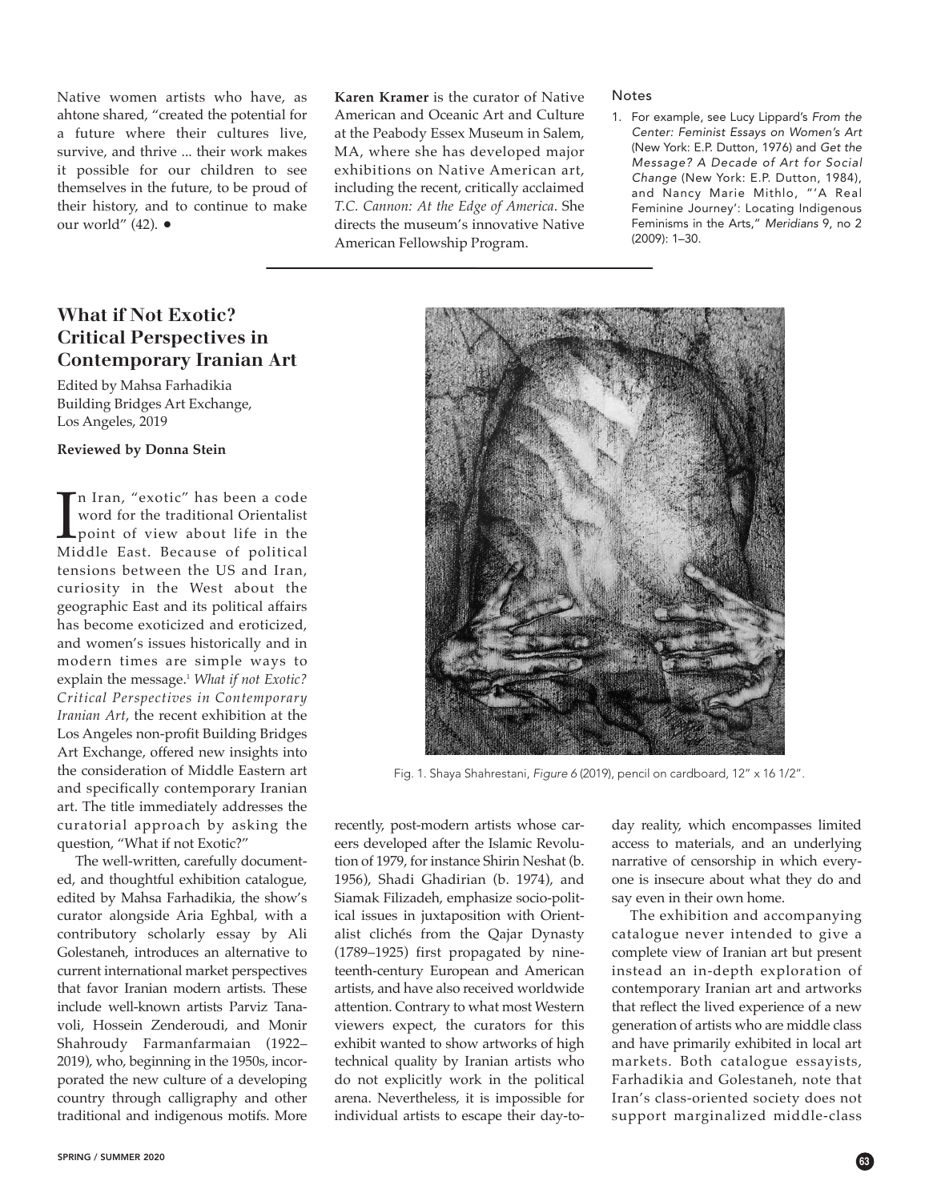Native women artists who have, as ahtone shared, "created the potential for a future where their cultures live, survive, and thrive ... their work makes it possible for our children to see themselves in the future, to be proud of their history, and to continue to make our world" (42). ●

**Karen Kramer** is the curator of Native American and Oceanic Art and Culture at the Peabody Essex Museum in Salem, MA, where she has developed major exhibitions on Native American art, including the recent, critically acclaimed *T.C. Cannon: At the Edge of America*. She directs the museum's innovative Native American Fellowship Program.

Notes

1. For example, see Lucy Lippard's *From the Center: Feminist Essays on Women's Art* (New York: E.P. Dutton, 1976) and *Get the Message? A Decade of Art for Social Change* (New York: E.P. Dutton, 1984), and Nancy Marie Mithlo, "'A Real Feminine Journey': Locating Indigenous Feminisms in the Arts," *Meridians* 9, no 2 (2009): 1–30.

---

## What if Not Exotic? Critical Perspectives in Contemporary Iranian Art

Edited by Mahsa Farhadikia
Building Bridges Art Exchange, Los Angeles, 2019

**Reviewed by Donna Stein**

In Iran, "exotic" has been a code word for the traditional Orientalist point of view about life in the Middle East. Because of political tensions between the US and Iran, curiosity in the West about the geographic East and its political affairs has become exoticized and eroticized, and women's issues historically and in modern times are simple ways to explain the message.[1] *What if not Exotic? Critical Perspectives in Contemporary Iranian Art*, the recent exhibition at the Los Angeles non-profit Building Bridges Art Exchange, offered new insights into the consideration of Middle Eastern art and specifically contemporary Iranian art. The title immediately addresses the curatorial approach by asking the question, "What if not Exotic?"

The well-written, carefully documented, and thoughtful exhibition catalogue, edited by Mahsa Farhadikia, the show's curator alongside Aria Eghbal, with a contributory scholarly essay by Ali Golestaneh, introduces an alternative to current international market perspectives that favor Iranian modern artists. These include well-known artists Parviz Tanavoli, Hossein Zenderoudi, and Monir Shahroudy Farmanfarmaian (1922–2019), who, beginning in the 1950s, incorporated the new culture of a developing country through calligraphy and other traditional and indigenous motifs. More recently, post-modern artists whose careers developed after the Islamic Revolution of 1979, for instance Shirin Neshat (b. 1956), Shadi Ghadirian (b. 1974), and Siamak Filizadeh, emphasize socio-political issues in juxtaposition with Orientalist clichés from the Qajar Dynasty (1789–1925) first propagated by nineteenth-century European and American artists, and have also received worldwide attention. Contrary to what most Western viewers expect, the curators for this exhibit wanted to show artworks of high technical quality by Iranian artists who do not explicitly work in the political arena. Nevertheless, it is impossible for individual artists to escape their day-to-day reality, which encompasses limited access to materials, and an underlying narrative of censorship in which everyone is insecure about what they do and say even in their own home.

Fig. 1. Shaya Shahrestani, *Figure 6* (2019), pencil on cardboard, 12" x 16 1/2".

The exhibition and accompanying catalogue never intended to give a complete view of Iranian art but present instead an in-depth exploration of contemporary Iranian art and artworks that reflect the lived experience of a new generation of artists who are middle class and have primarily exhibited in local art markets. Both catalogue essayists, Farhadikia and Golestaneh, note that Iran's class-oriented society does not support marginalized middle-class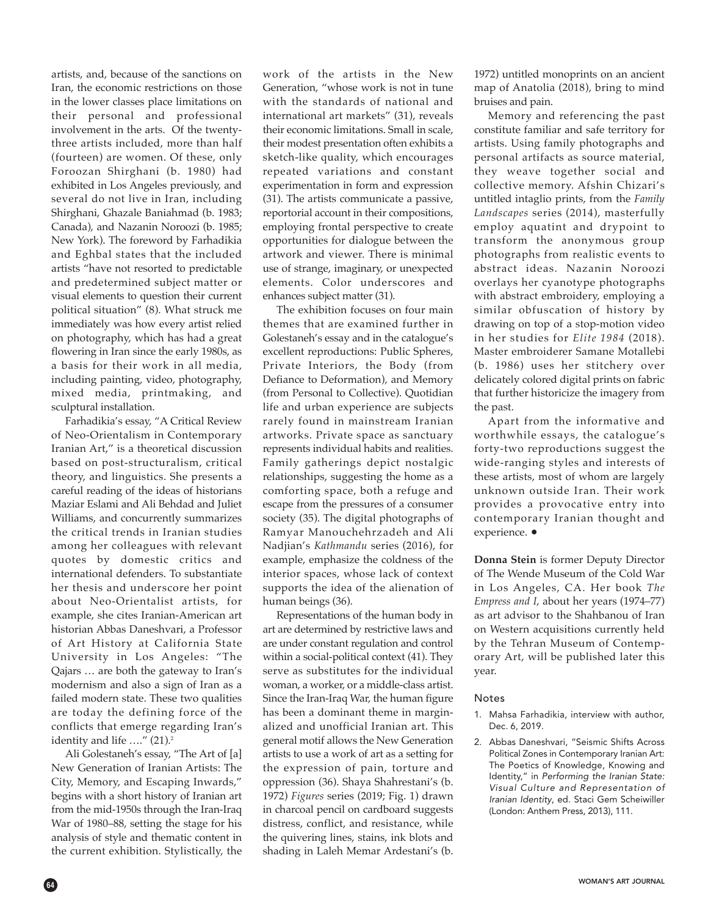artists, and, because of the sanctions on Iran, the economic restrictions on those in the lower classes place limitations on their personal and professional involvement in the arts. Of the twenty-three artists included, more than half (fourteen) are women. Of these, only Foroozan Shirghani (b. 1980) had exhibited in Los Angeles previously, and several do not live in Iran, including Shirghani, Ghazale Baniahmad (b. 1983; Canada), and Nazanin Noroozi (b. 1985; New York). The foreword by Farhadikia and Eghbal states that the included artists "have not resorted to predictable and predetermined subject matter or visual elements to question their current political situation" (8). What struck me immediately was how every artist relied on photography, which has had a great flowering in Iran since the early 1980s, as a basis for their work in all media, including painting, video, photography, mixed media, printmaking, and sculptural installation.

Farhadikia's essay, "A Critical Review of Neo-Orientalism in Contemporary Iranian Art," is a theoretical discussion based on post-structuralism, critical theory, and linguistics. She presents a careful reading of the ideas of historians Maziar Eslami and Ali Behdad and Juliet Williams, and concurrently summarizes the critical trends in Iranian studies among her colleagues with relevant quotes by domestic critics and international defenders. To substantiate her thesis and underscore her point about Neo-Orientalist artists, for example, she cites Iranian-American art historian Abbas Daneshvari, a Professor of Art History at California State University in Los Angeles: "The Qajars … are both the gateway to Iran's modernism and also a sign of Iran as a failed modern state. These two qualities are today the defining force of the conflicts that emerge regarding Iran's identity and life …." (21).[2]

Ali Golestaneh's essay, "The Art of [a] New Generation of Iranian Artists: The City, Memory, and Escaping Inwards," begins with a short history of Iranian art from the mid-1950s through the Iran-Iraq War of 1980–88, setting the stage for his analysis of style and thematic content in the current exhibition. Stylistically, the work of the artists in the New Generation, "whose work is not in tune with the standards of national and international art markets" (31), reveals their economic limitations. Small in scale, their modest presentation often exhibits a sketch-like quality, which encourages repeated variations and constant experimentation in form and expression (31). The artists communicate a passive, reportorial account in their compositions, employing frontal perspective to create opportunities for dialogue between the artwork and viewer. There is minimal use of strange, imaginary, or unexpected elements. Color underscores and enhances subject matter (31).

The exhibition focuses on four main themes that are examined further in Golestaneh's essay and in the catalogue's excellent reproductions: Public Spheres, Private Interiors, the Body (from Defiance to Deformation), and Memory (from Personal to Collective). Quotidian life and urban experience are subjects rarely found in mainstream Iranian artworks. Private space as sanctuary represents individual habits and realities. Family gatherings depict nostalgic relationships, suggesting the home as a comforting space, both a refuge and escape from the pressures of a consumer society (35). The digital photographs of Ramyar Manouchehrzadeh and Ali Nadjian's *Kathmandu* series (2016), for example, emphasize the coldness of the interior spaces, whose lack of context supports the idea of the alienation of human beings (36).

Representations of the human body in art are determined by restrictive laws and are under constant regulation and control within a social-political context (41). They serve as substitutes for the individual woman, a worker, or a middle-class artist. Since the Iran-Iraq War, the human figure has been a dominant theme in marginalized and unofficial Iranian art. This general motif allows the New Generation artists to use a work of art as a setting for the expression of pain, torture and oppression (36). Shaya Shahrestani's (b. 1972) *Figures* series (2019; Fig. 1) drawn in charcoal pencil on cardboard suggests distress, conflict, and resistance, while the quivering lines, stains, ink blots and shading in Laleh Memar Ardestani's (b. 1972) untitled monoprints on an ancient map of Anatolia (2018), bring to mind bruises and pain.

Memory and referencing the past constitute familiar and safe territory for artists. Using family photographs and personal artifacts as source material, they weave together social and collective memory. Afshin Chizari's untitled intaglio prints, from the *Family Landscapes* series (2014), masterfully employ aquatint and drypoint to transform the anonymous group photographs from realistic events to abstract ideas. Nazanin Noroozi overlays her cyanotype photographs with abstract embroidery, employing a similar obfuscation of history by drawing on top of a stop-motion video in her studies for *Elite 1984* (2018). Master embroiderer Samane Motallebi (b. 1986) uses her stitchery over delicately colored digital prints on fabric that further historicize the imagery from the past.

Apart from the informative and worthwhile essays, the catalogue's forty-two reproductions suggest the wide-ranging styles and interests of these artists, most of whom are largely unknown outside Iran. Their work provides a provocative entry into contemporary Iranian thought and experience. ●

**Donna Stein** is former Deputy Director of The Wende Museum of the Cold War in Los Angeles, CA. Her book *The Empress and I*, about her years (1974–77) as art advisor to the Shahbanou of Iran on Western acquisitions currently held by the Tehran Museum of Contemporary Art, will be published later this year.

## Notes

1. Mahsa Farhadikia, interview with author, Dec. 6, 2019.
2. Abbas Daneshvari, "Seismic Shifts Across Political Zones in Contemporary Iranian Art: The Poetics of Knowledge, Knowing and Identity," in *Performing the Iranian State: Visual Culture and Representation of Iranian Identity*, ed. Staci Gem Scheiwiller (London: Anthem Press, 2013), 111.